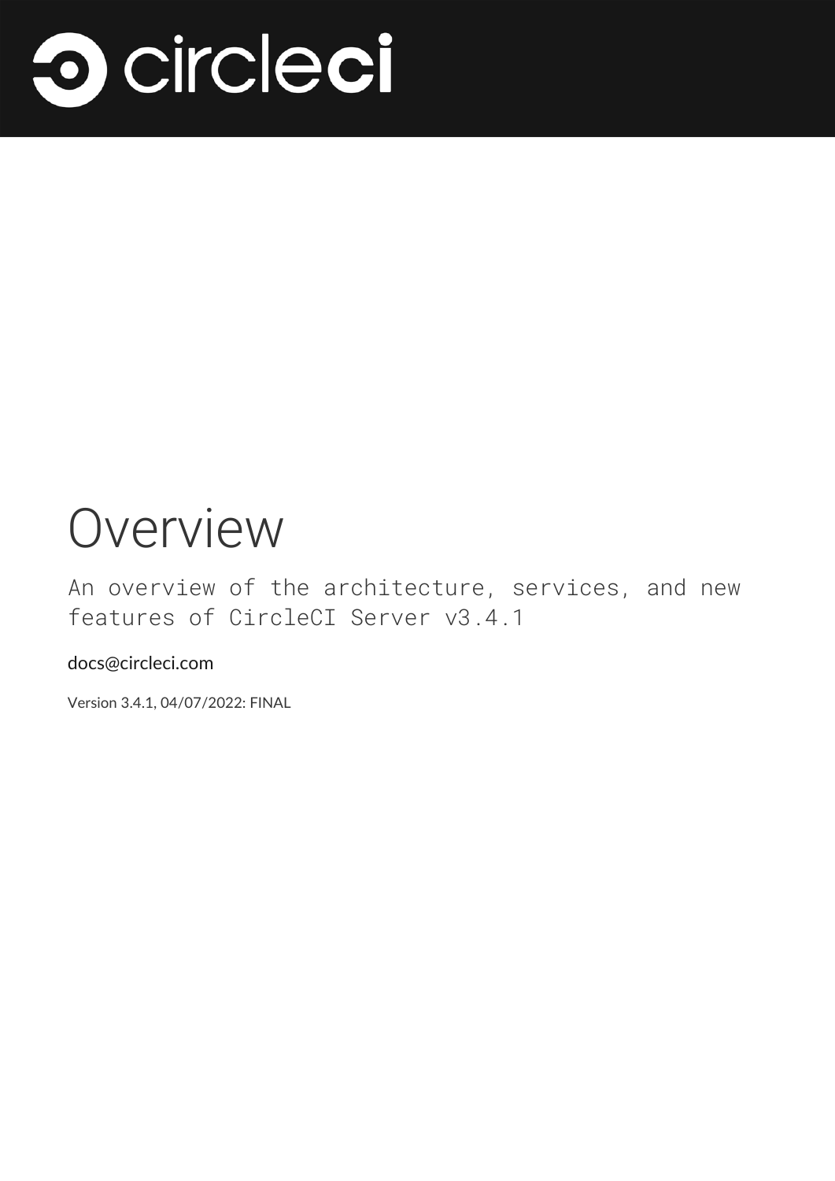# Overview

An overview of the architecture, services, and new features of CircleCI Server v3.4.1

docs@circleci.com

Version 3.4.1, 04/07/2022: FINAL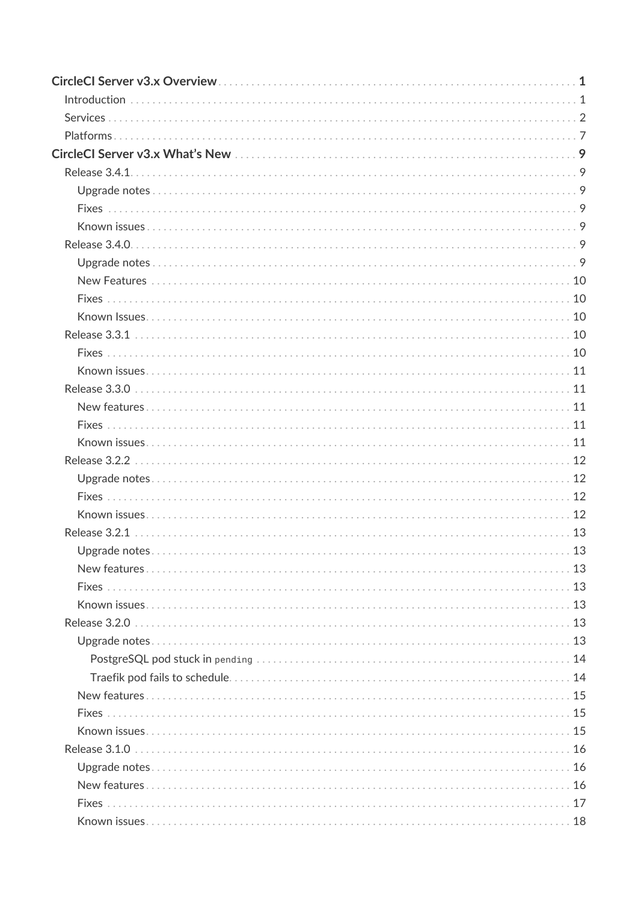- **CircleCI Server v3.x Overview** . . . 1
  - Introduction . . . 1
  - Services . . . 2
  - Platforms . . . 7
- **CircleCI Server v3.x What's New** . . . 9
  - Release 3.4.1 . . . 9
    - Upgrade notes . . . 9
    - Fixes . . . 9
    - Known issues . . . 9
  - Release 3.4.0 . . . 9
    - Upgrade notes . . . 9
    - New Features . . . 10
    - Fixes . . . 10
    - Known Issues . . . 10
  - Release 3.3.1 . . . 10
    - Fixes . . . 10
    - Known issues . . . 11
  - Release 3.3.0 . . . 11
    - New features . . . 11
    - Fixes . . . 11
    - Known issues . . . 11
  - Release 3.2.2 . . . 12
    - Upgrade notes . . . 12
    - Fixes . . . 12
    - Known issues . . . 12
  - Release 3.2.1 . . . 13
    - Upgrade notes . . . 13
    - New features . . . 13
    - Fixes . . . 13
    - Known issues . . . 13
  - Release 3.2.0 . . . 13
    - Upgrade notes . . . 13
      - PostgreSQL pod stuck in `pending` . . . 14
      - Traefik pod fails to schedule . . . 14
    - New features . . . 15
    - Fixes . . . 15
    - Known issues . . . 15
  - Release 3.1.0 . . . 16
    - Upgrade notes . . . 16
    - New features . . . 16
    - Fixes . . . 17
    - Known issues . . . 18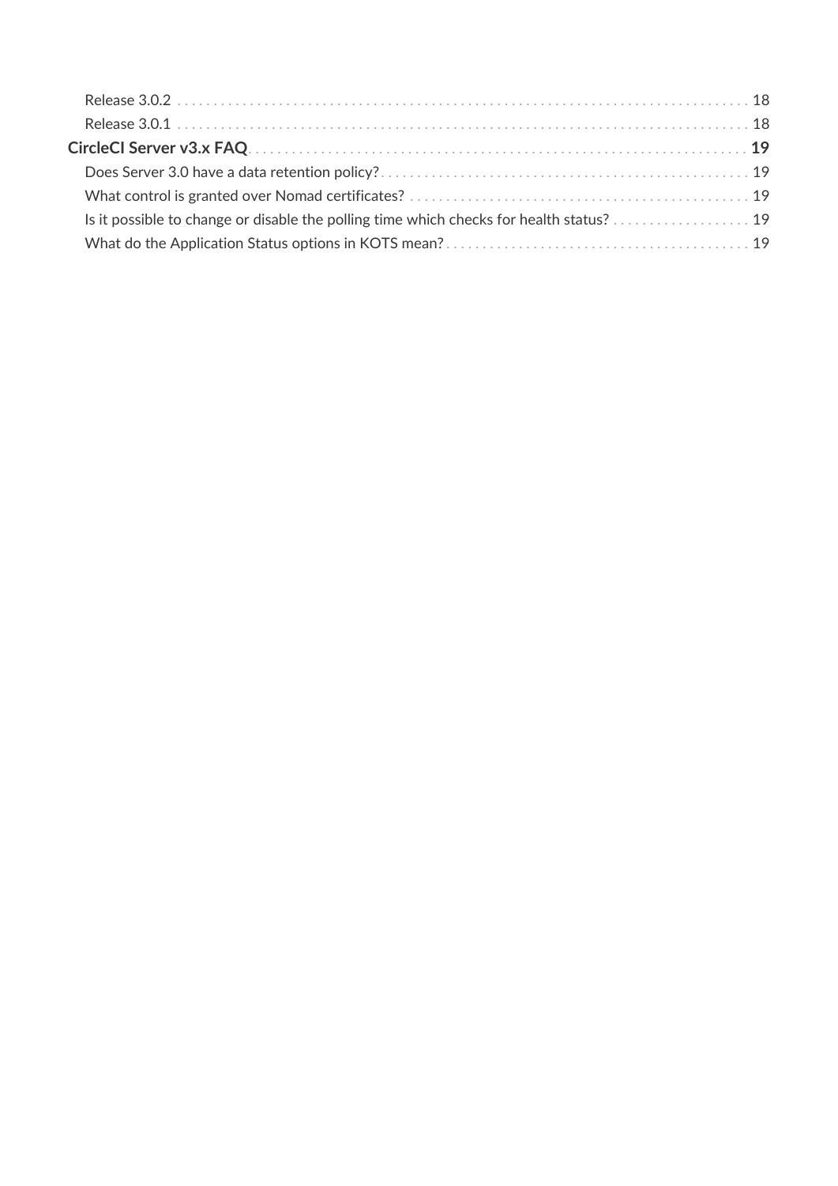- Release 3.0.2 . . . . . . . . . . . . . . . . . . . . . . . . . . . . . . . . . . . . . . . . . . . . . . . . . . . . . . . . . . . . . . . . . . . . . . . . . . . . 18
- Release 3.0.1 . . . . . . . . . . . . . . . . . . . . . . . . . . . . . . . . . . . . . . . . . . . . . . . . . . . . . . . . . . . . . . . . . . . . . . . . . . . . 18

**CircleCI Server v3.x FAQ** . . . . . . . . . . . . . . . . . . . . . . . . . . . . . . . . . . . . . . . . . . . . . . . . . . . . . . . . . . . . . . . **19**

- Does Server 3.0 have a data retention policy? . . . . . . . . . . . . . . . . . . . . . . . . . . . . . . . . . . . . . . . . . . . . . . . . . 19
- What control is granted over Nomad certificates? . . . . . . . . . . . . . . . . . . . . . . . . . . . . . . . . . . . . . . . . . . . . . . 19
- Is it possible to change or disable the polling time which checks for health status? . . . . . . . . . . . . . . . . . . 19
- What do the Application Status options in KOTS mean? . . . . . . . . . . . . . . . . . . . . . . . . . . . . . . . . . . . . . . . . . 19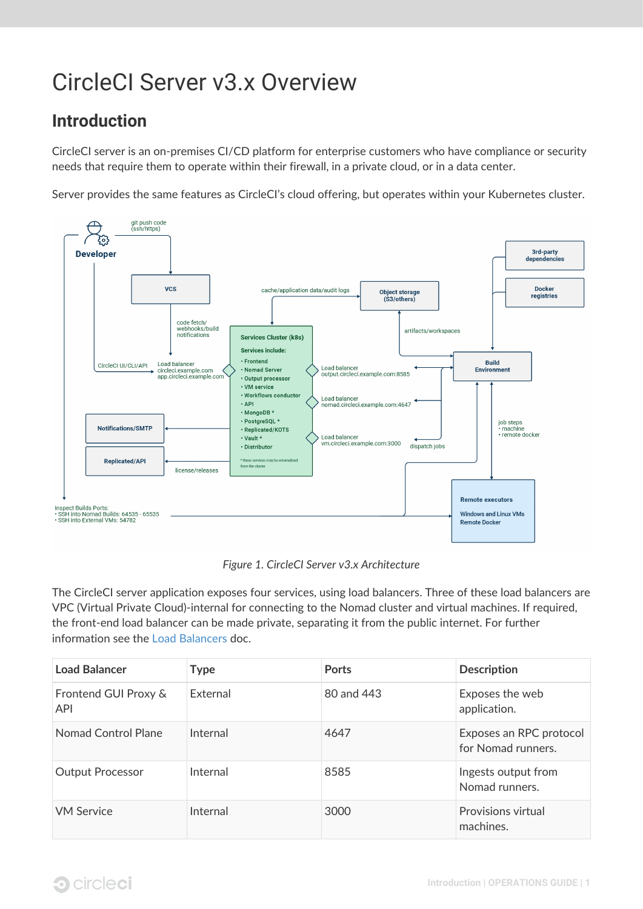# CircleCI Server v3.x Overview

## Introduction

CircleCI server is an on-premises CI/CD platform for enterprise customers who have compliance or security needs that require them to operate within their firewall, in a private cloud, or in a data center.

Server provides the same features as CircleCI's cloud offering, but operates within your Kubernetes cluster.

*Figure 1. CircleCI Server v3.x Architecture*

The CircleCI server application exposes four services, using load balancers. Three of these load balancers are VPC (Virtual Private Cloud)-internal for connecting to the Nomad cluster and virtual machines. If required, the front-end load balancer can be made private, separating it from the public internet. For further information see the Load Balancers doc.

| Load Balancer | Type | Ports | Description |
| --- | --- | --- | --- |
| Frontend GUI Proxy & API | External | 80 and 443 | Exposes the web application. |
| Nomad Control Plane | Internal | 4647 | Exposes an RPC protocol for Nomad runners. |
| Output Processor | Internal | 8585 | Ingests output from Nomad runners. |
| VM Service | Internal | 3000 | Provisions virtual machines. |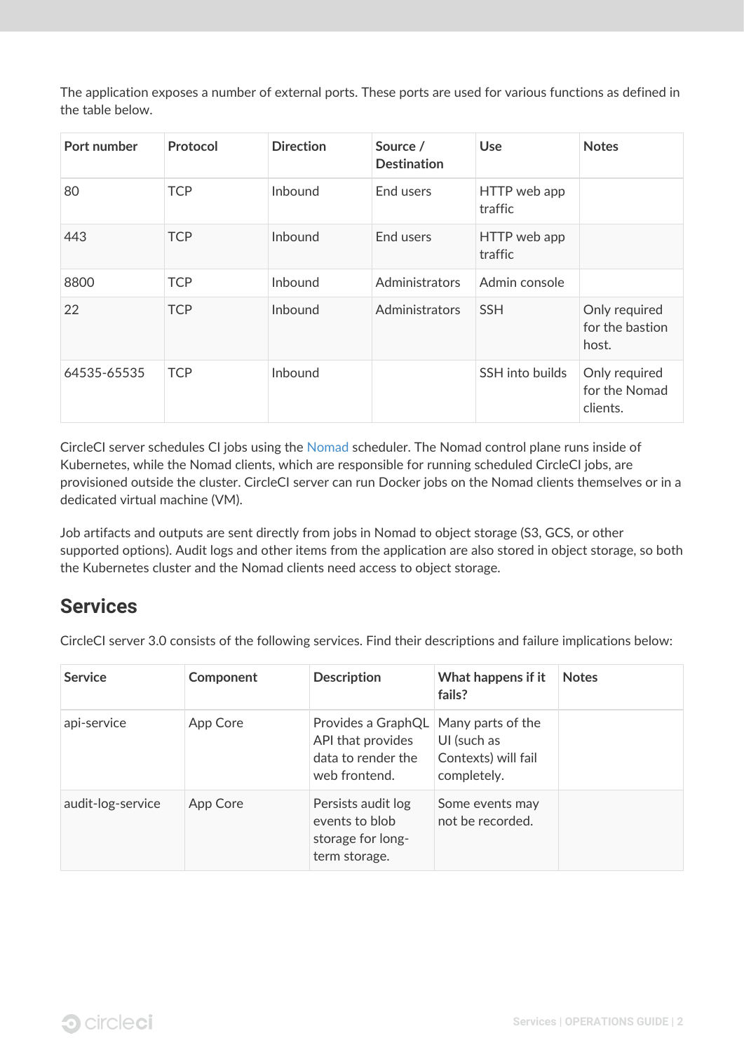The application exposes a number of external ports. These ports are used for various functions as defined in the table below.

| Port number | Protocol | Direction | Source / Destination | Use | Notes |
| --- | --- | --- | --- | --- | --- |
| 80 | TCP | Inbound | End users | HTTP web app traffic | |
| 443 | TCP | Inbound | End users | HTTP web app traffic | |
| 8800 | TCP | Inbound | Administrators | Admin console | |
| 22 | TCP | Inbound | Administrators | SSH | Only required for the bastion host. |
| 64535-65535 | TCP | Inbound | | SSH into builds | Only required for the Nomad clients. |

CircleCI server schedules CI jobs using the Nomad scheduler. The Nomad control plane runs inside of Kubernetes, while the Nomad clients, which are responsible for running scheduled CircleCI jobs, are provisioned outside the cluster. CircleCI server can run Docker jobs on the Nomad clients themselves or in a dedicated virtual machine (VM).

Job artifacts and outputs are sent directly from jobs in Nomad to object storage (S3, GCS, or other supported options). Audit logs and other items from the application are also stored in object storage, so both the Kubernetes cluster and the Nomad clients need access to object storage.

## Services

CircleCI server 3.0 consists of the following services. Find their descriptions and failure implications below:

| Service | Component | Description | What happens if it fails? | Notes |
| --- | --- | --- | --- | --- |
| api-service | App Core | Provides a GraphQL API that provides data to render the web frontend. | Many parts of the UI (such as Contexts) will fail completely. | |
| audit-log-service | App Core | Persists audit log events to blob storage for long-term storage. | Some events may not be recorded. | |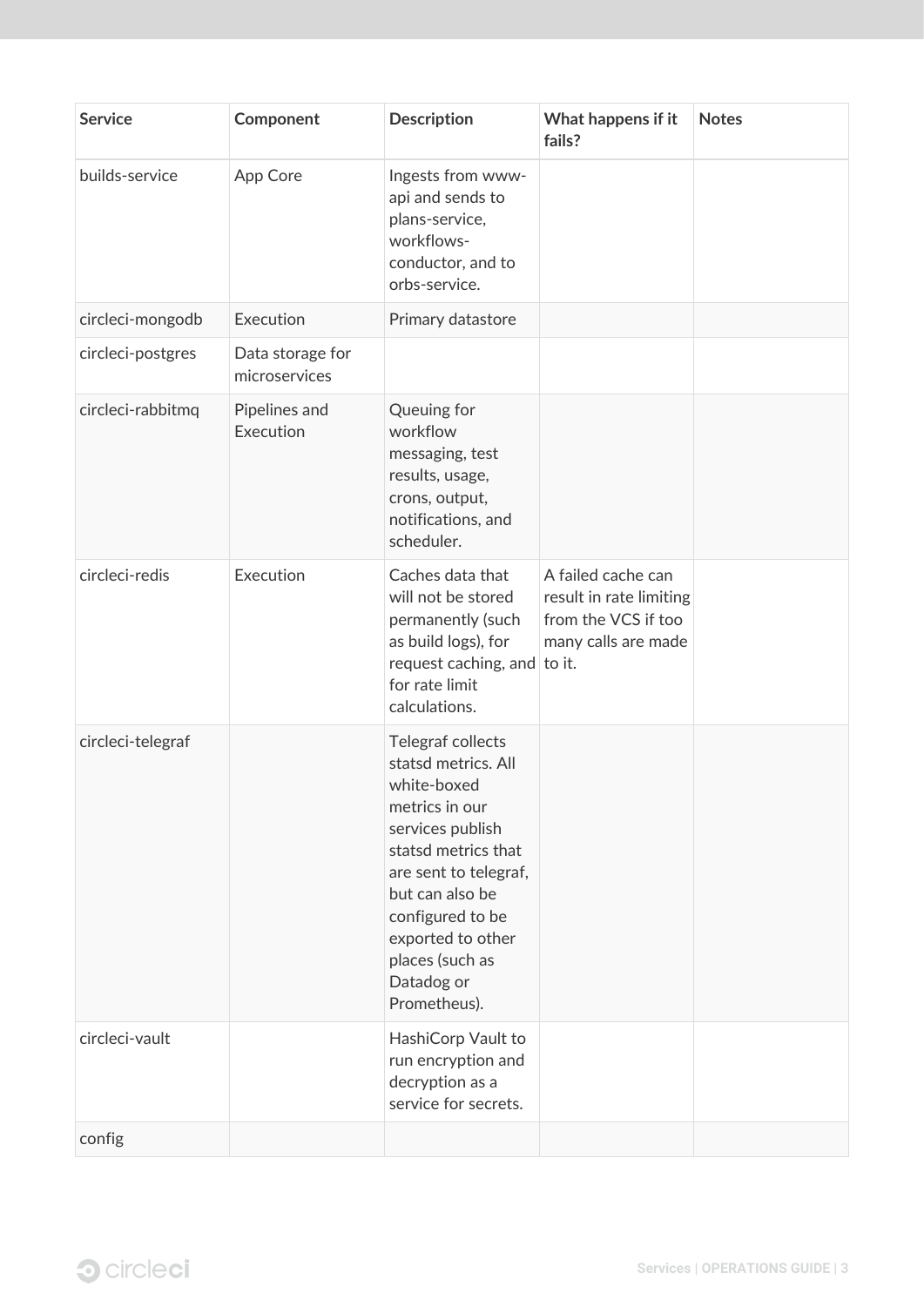| Service | Component | Description | What happens if it fails? | Notes |
|---|---|---|---|---|
| builds-service | App Core | Ingests from www-api and sends to plans-service, workflows-conductor, and to orbs-service. | | |
| circleci-mongodb | Execution | Primary datastore | | |
| circleci-postgres | Data storage for microservices | | | |
| circleci-rabbitmq | Pipelines and Execution | Queuing for workflow messaging, test results, usage, crons, output, notifications, and scheduler. | | |
| circleci-redis | Execution | Caches data that will not be stored permanently (such as build logs), for request caching, and for rate limit calculations. | A failed cache can result in rate limiting from the VCS if too many calls are made to it. | |
| circleci-telegraf | | Telegraf collects statsd metrics. All white-boxed metrics in our services publish statsd metrics that are sent to telegraf, but can also be configured to be exported to other places (such as Datadog or Prometheus). | | |
| circleci-vault | | HashiCorp Vault to run encryption and decryption as a service for secrets. | | |
| config | | | | |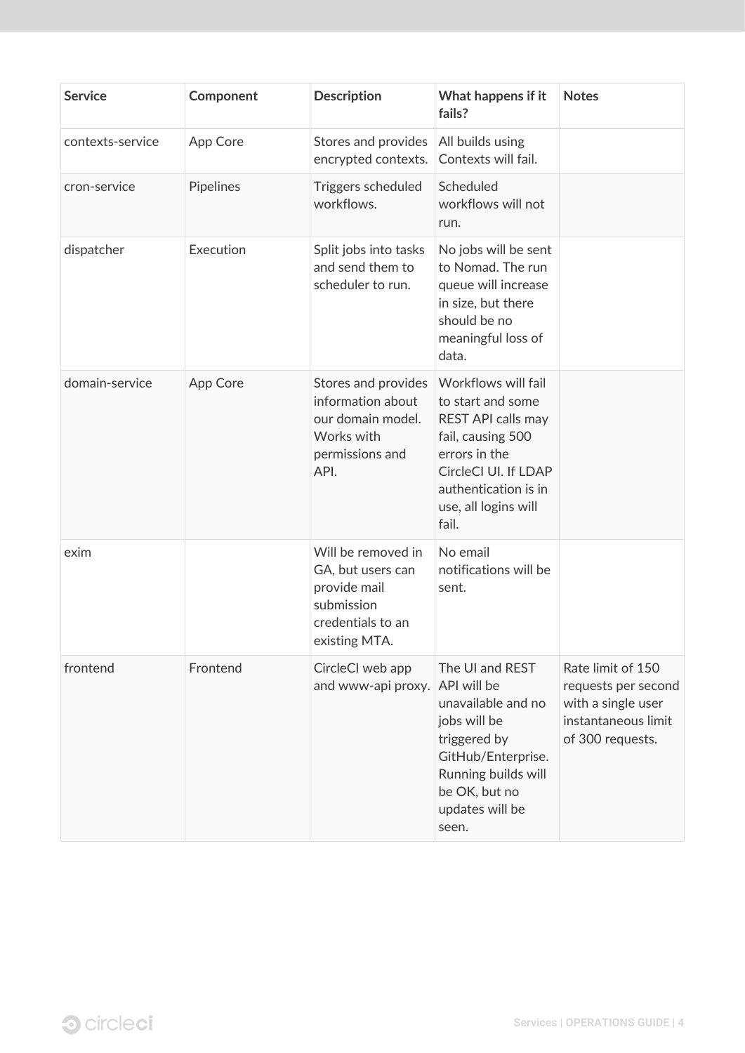| Service | Component | Description | What happens if it fails? | Notes |
|---|---|---|---|---|
| contexts-service | App Core | Stores and provides encrypted contexts. | All builds using Contexts will fail. | |
| cron-service | Pipelines | Triggers scheduled workflows. | Scheduled workflows will not run. | |
| dispatcher | Execution | Split jobs into tasks and send them to scheduler to run. | No jobs will be sent to Nomad. The run queue will increase in size, but there should be no meaningful loss of data. | |
| domain-service | App Core | Stores and provides information about our domain model. Works with permissions and API. | Workflows will fail to start and some REST API calls may fail, causing 500 errors in the CircleCI UI. If LDAP authentication is in use, all logins will fail. | |
| exim | | Will be removed in GA, but users can provide mail submission credentials to an existing MTA. | No email notifications will be sent. | |
| frontend | Frontend | CircleCI web app and www-api proxy. | The UI and REST API will be unavailable and no jobs will be triggered by GitHub/Enterprise. Running builds will be OK, but no updates will be seen. | Rate limit of 150 requests per second with a single user instantaneous limit of 300 requests. |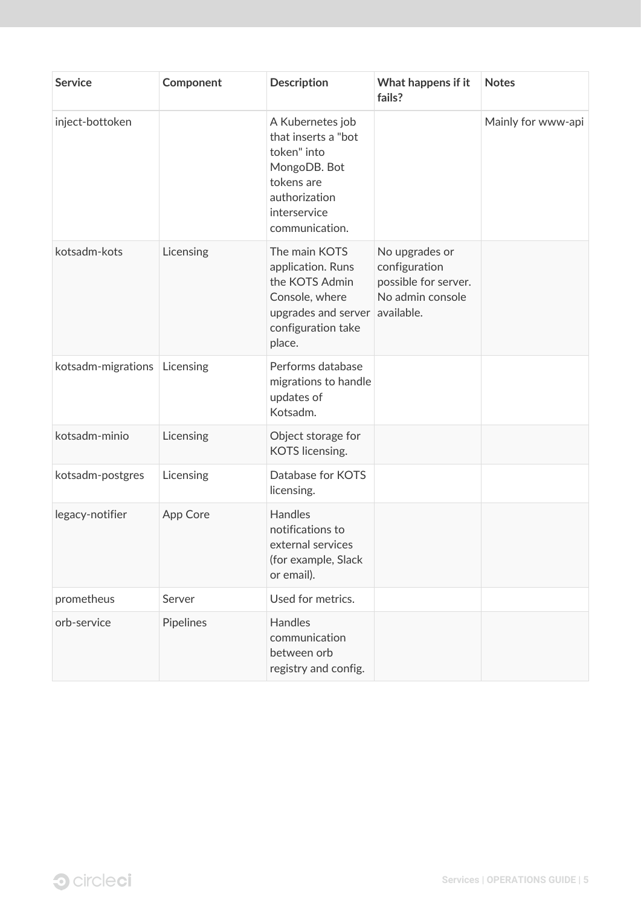| Service | Component | Description | What happens if it fails? | Notes |
| --- | --- | --- | --- | --- |
| inject-bottoken | | A Kubernetes job that inserts a "bot token" into MongoDB. Bot tokens are authorization interservice communication. | | Mainly for www-api |
| kotsadm-kots | Licensing | The main KOTS application. Runs the KOTS Admin Console, where upgrades and server configuration take place. | No upgrades or configuration possible for server. No admin console available. | |
| kotsadm-migrations | Licensing | Performs database migrations to handle updates of Kotsadm. | | |
| kotsadm-minio | Licensing | Object storage for KOTS licensing. | | |
| kotsadm-postgres | Licensing | Database for KOTS licensing. | | |
| legacy-notifier | App Core | Handles notifications to external services (for example, Slack or email). | | |
| prometheus | Server | Used for metrics. | | |
| orb-service | Pipelines | Handles communication between orb registry and config. | | |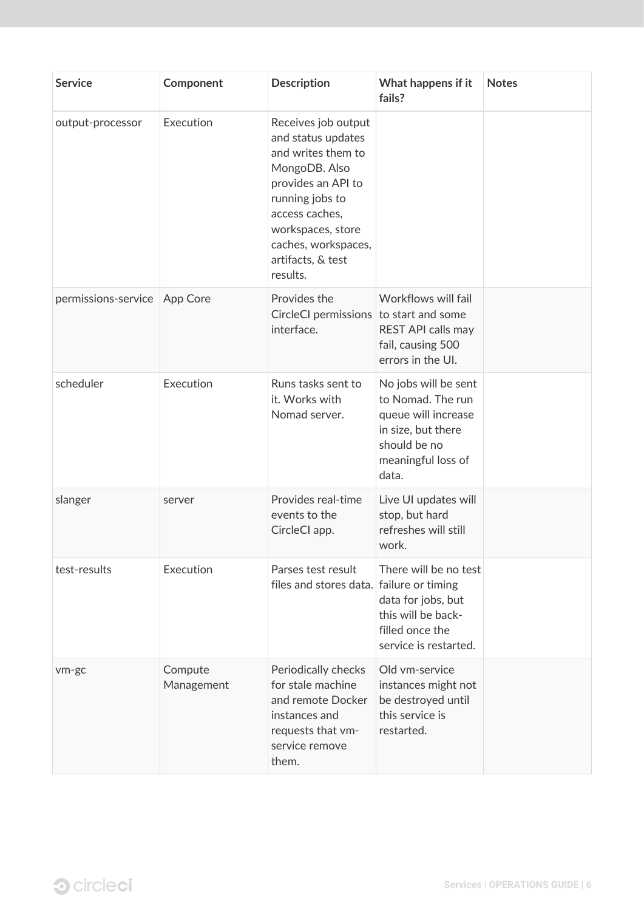| Service | Component | Description | What happens if it fails? | Notes |
|---|---|---|---|---|
| output-processor | Execution | Receives job output and status updates and writes them to MongoDB. Also provides an API to running jobs to access caches, workspaces, store caches, workspaces, artifacts, & test results. | | |
| permissions-service | App Core | Provides the CircleCI permissions interface. | Workflows will fail to start and some REST API calls may fail, causing 500 errors in the UI. | |
| scheduler | Execution | Runs tasks sent to it. Works with Nomad server. | No jobs will be sent to Nomad. The run queue will increase in size, but there should be no meaningful loss of data. | |
| slanger | server | Provides real-time events to the CircleCI app. | Live UI updates will stop, but hard refreshes will still work. | |
| test-results | Execution | Parses test result files and stores data. | There will be no test failure or timing data for jobs, but this will be back-filled once the service is restarted. | |
| vm-gc | Compute Management | Periodically checks for stale machine and remote Docker instances and requests that vm-service remove them. | Old vm-service instances might not be destroyed until this service is restarted. | |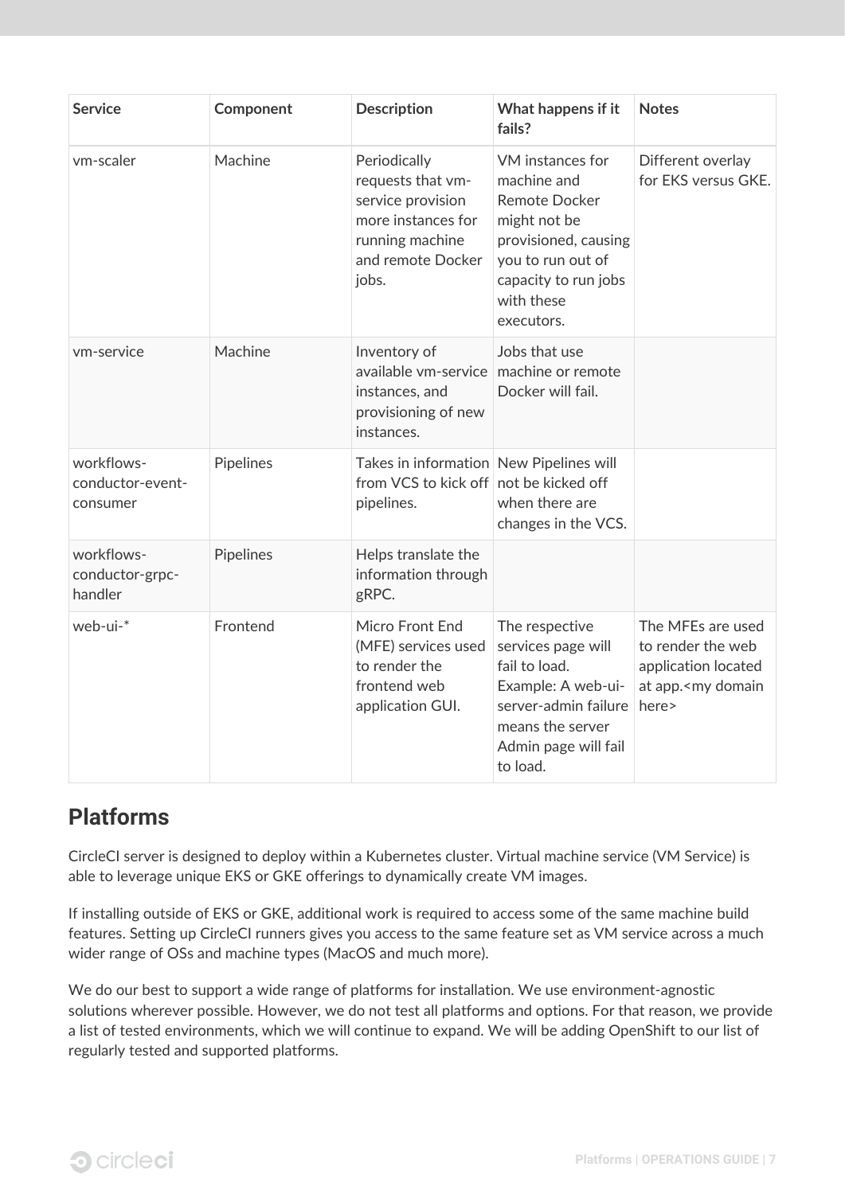| Service | Component | Description | What happens if it fails? | Notes |
| --- | --- | --- | --- | --- |
| vm-scaler | Machine | Periodically requests that vm-service provision more instances for running machine and remote Docker jobs. | VM instances for machine and Remote Docker might not be provisioned, causing you to run out of capacity to run jobs with these executors. | Different overlay for EKS versus GKE. |
| vm-service | Machine | Inventory of available vm-service instances, and provisioning of new instances. | Jobs that use machine or remote Docker will fail. | |
| workflows-conductor-event-consumer | Pipelines | Takes in information from VCS to kick off pipelines. | New Pipelines will not be kicked off when there are changes in the VCS. | |
| workflows-conductor-grpc-handler | Pipelines | Helps translate the information through gRPC. | | |
| web-ui-* | Frontend | Micro Front End (MFE) services used to render the frontend web application GUI. | The respective services page will fail to load. Example: A web-ui-server-admin failure means the server Admin page will fail to load. | The MFEs are used to render the web application located at app.<my domain here> |

## Platforms

CircleCI server is designed to deploy within a Kubernetes cluster. Virtual machine service (VM Service) is able to leverage unique EKS or GKE offerings to dynamically create VM images.

If installing outside of EKS or GKE, additional work is required to access some of the same machine build features. Setting up CircleCI runners gives you access to the same feature set as VM service across a much wider range of OSs and machine types (MacOS and much more).

We do our best to support a wide range of platforms for installation. We use environment-agnostic solutions wherever possible. However, we do not test all platforms and options. For that reason, we provide a list of tested environments, which we will continue to expand. We will be adding OpenShift to our list of regularly tested and supported platforms.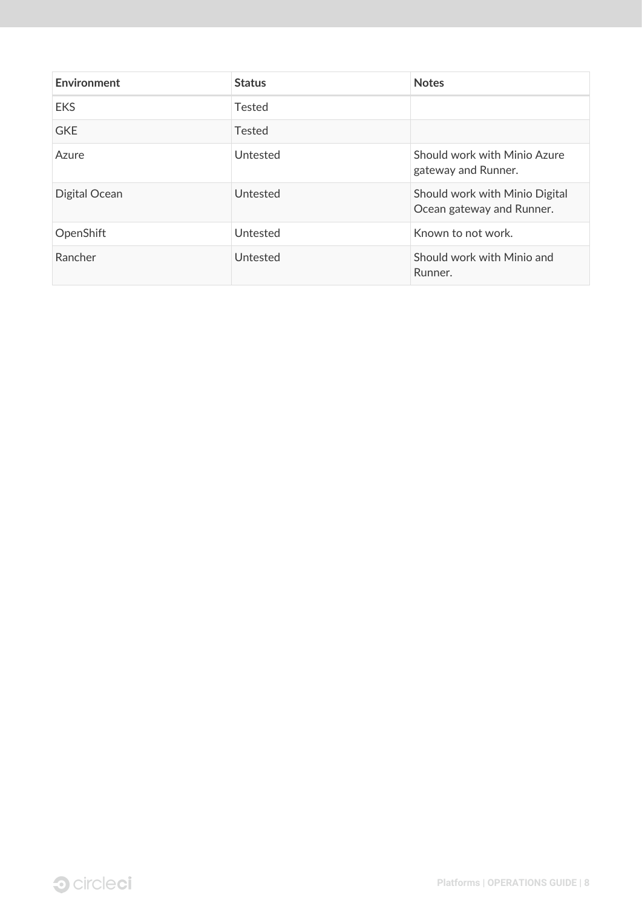| Environment | Status | Notes |
| --- | --- | --- |
| EKS | Tested | |
| GKE | Tested | |
| Azure | Untested | Should work with Minio Azure gateway and Runner. |
| Digital Ocean | Untested | Should work with Minio Digital Ocean gateway and Runner. |
| OpenShift | Untested | Known to not work. |
| Rancher | Untested | Should work with Minio and Runner. |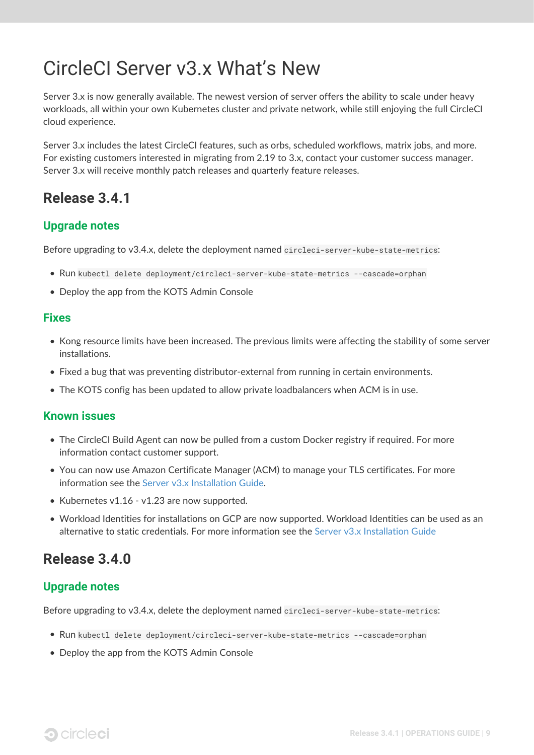# CircleCI Server v3.x What's New

Server 3.x is now generally available. The newest version of server offers the ability to scale under heavy workloads, all within your own Kubernetes cluster and private network, while still enjoying the full CircleCI cloud experience.

Server 3.x includes the latest CircleCI features, such as orbs, scheduled workflows, matrix jobs, and more. For existing customers interested in migrating from 2.19 to 3.x, contact your customer success manager. Server 3.x will receive monthly patch releases and quarterly feature releases.

## Release 3.4.1

### Upgrade notes

Before upgrading to v3.4.x, delete the deployment named `circleci-server-kube-state-metrics`:

- Run `kubectl delete deployment/circleci-server-kube-state-metrics --cascade=orphan`
- Deploy the app from the KOTS Admin Console

### Fixes

- Kong resource limits have been increased. The previous limits were affecting the stability of some server installations.
- Fixed a bug that was preventing distributor-external from running in certain environments.
- The KOTS config has been updated to allow private loadbalancers when ACM is in use.

### Known issues

- The CircleCI Build Agent can now be pulled from a custom Docker registry if required. For more information contact customer support.
- You can now use Amazon Certificate Manager (ACM) to manage your TLS certificates. For more information see the Server v3.x Installation Guide.
- Kubernetes v1.16 - v1.23 are now supported.
- Workload Identities for installations on GCP are now supported. Workload Identities can be used as an alternative to static credentials. For more information see the Server v3.x Installation Guide

## Release 3.4.0

### Upgrade notes

Before upgrading to v3.4.x, delete the deployment named `circleci-server-kube-state-metrics`:

- Run `kubectl delete deployment/circleci-server-kube-state-metrics --cascade=orphan`
- Deploy the app from the KOTS Admin Console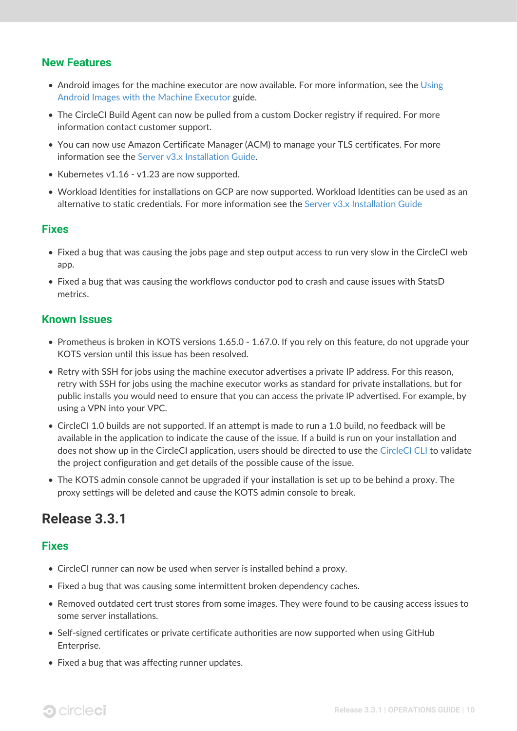### New Features

- Android images for the machine executor are now available. For more information, see the Using Android Images with the Machine Executor guide.
- The CircleCI Build Agent can now be pulled from a custom Docker registry if required. For more information contact customer support.
- You can now use Amazon Certificate Manager (ACM) to manage your TLS certificates. For more information see the Server v3.x Installation Guide.
- Kubernetes v1.16 - v1.23 are now supported.
- Workload Identities for installations on GCP are now supported. Workload Identities can be used as an alternative to static credentials. For more information see the Server v3.x Installation Guide

### Fixes

- Fixed a bug that was causing the jobs page and step output access to run very slow in the CircleCI web app.
- Fixed a bug that was causing the workflows conductor pod to crash and cause issues with StatsD metrics.

### Known Issues

- Prometheus is broken in KOTS versions 1.65.0 - 1.67.0. If you rely on this feature, do not upgrade your KOTS version until this issue has been resolved.
- Retry with SSH for jobs using the machine executor advertises a private IP address. For this reason, retry with SSH for jobs using the machine executor works as standard for private installations, but for public installs you would need to ensure that you can access the private IP advertised. For example, by using a VPN into your VPC.
- CircleCI 1.0 builds are not supported. If an attempt is made to run a 1.0 build, no feedback will be available in the application to indicate the cause of the issue. If a build is run on your installation and does not show up in the CircleCI application, users should be directed to use the CircleCI CLI to validate the project configuration and get details of the possible cause of the issue.
- The KOTS admin console cannot be upgraded if your installation is set up to be behind a proxy. The proxy settings will be deleted and cause the KOTS admin console to break.

## Release 3.3.1

### Fixes

- CircleCI runner can now be used when server is installed behind a proxy.
- Fixed a bug that was causing some intermittent broken dependency caches.
- Removed outdated cert trust stores from some images. They were found to be causing access issues to some server installations.
- Self-signed certificates or private certificate authorities are now supported when using GitHub Enterprise.
- Fixed a bug that was affecting runner updates.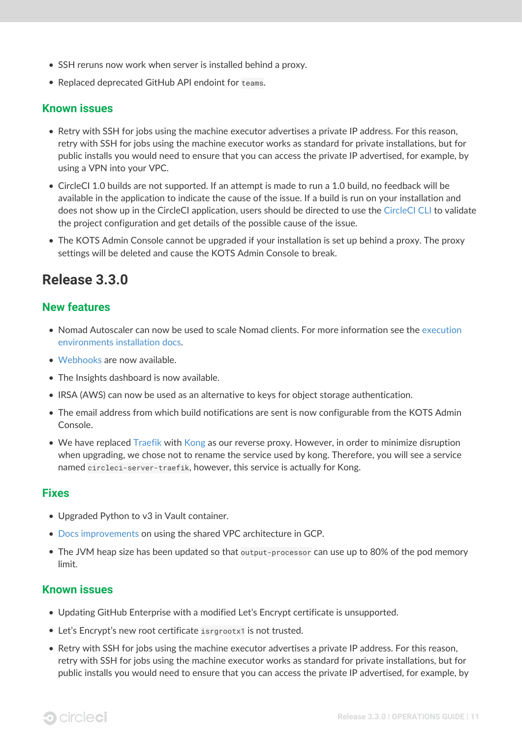- SSH reruns now work when server is installed behind a proxy.
- Replaced deprecated GitHub API endoint for `teams`.

### Known issues

- Retry with SSH for jobs using the machine executor advertises a private IP address. For this reason, retry with SSH for jobs using the machine executor works as standard for private installations, but for public installs you would need to ensure that you can access the private IP advertised, for example, by using a VPN into your VPC.
- CircleCI 1.0 builds are not supported. If an attempt is made to run a 1.0 build, no feedback will be available in the application to indicate the cause of the issue. If a build is run on your installation and does not show up in the CircleCI application, users should be directed to use the CircleCI CLI to validate the project configuration and get details of the possible cause of the issue.
- The KOTS Admin Console cannot be upgraded if your installation is set up behind a proxy. The proxy settings will be deleted and cause the KOTS Admin Console to break.

## Release 3.3.0

### New features

- Nomad Autoscaler can now be used to scale Nomad clients. For more information see the execution environments installation docs.
- Webhooks are now available.
- The Insights dashboard is now available.
- IRSA (AWS) can now be used as an alternative to keys for object storage authentication.
- The email address from which build notifications are sent is now configurable from the KOTS Admin Console.
- We have replaced Traefik with Kong as our reverse proxy. However, in order to minimize disruption when upgrading, we chose not to rename the service used by kong. Therefore, you will see a service named `circleci-server-traefik`, however, this service is actually for Kong.

### Fixes

- Upgraded Python to v3 in Vault container.
- Docs improvements on using the shared VPC architecture in GCP.
- The JVM heap size has been updated so that `output-processor` can use up to 80% of the pod memory limit.

### Known issues

- Updating GitHub Enterprise with a modified Let's Encrypt certificate is unsupported.
- Let's Encrypt's new root certificate `isrgrootx1` is not trusted.
- Retry with SSH for jobs using the machine executor advertises a private IP address. For this reason, retry with SSH for jobs using the machine executor works as standard for private installations, but for public installs you would need to ensure that you can access the private IP advertised, for example, by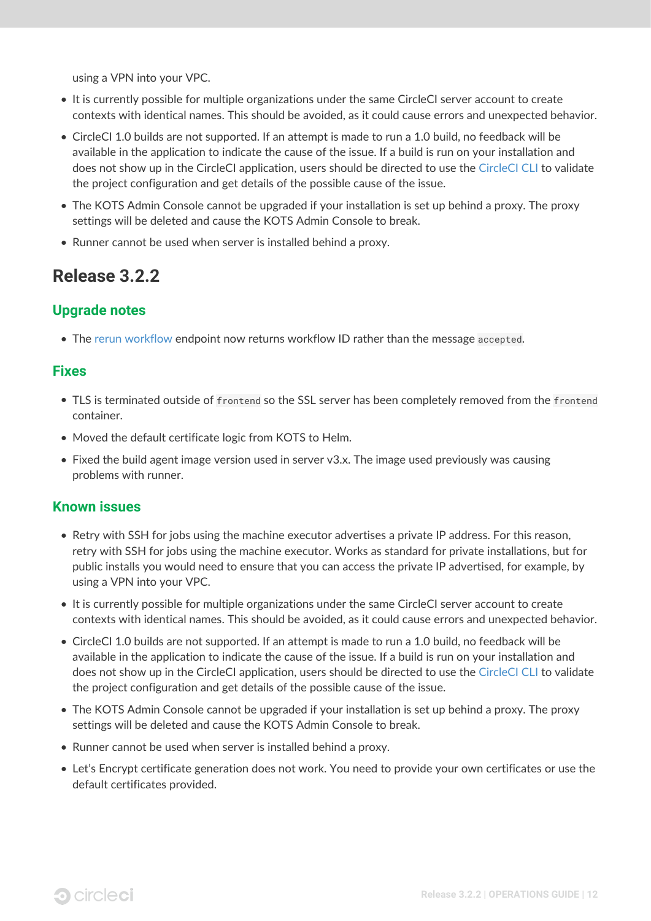using a VPN into your VPC.

- It is currently possible for multiple organizations under the same CircleCI server account to create contexts with identical names. This should be avoided, as it could cause errors and unexpected behavior.
- CircleCI 1.0 builds are not supported. If an attempt is made to run a 1.0 build, no feedback will be available in the application to indicate the cause of the issue. If a build is run on your installation and does not show up in the CircleCI application, users should be directed to use the CircleCI CLI to validate the project configuration and get details of the possible cause of the issue.
- The KOTS Admin Console cannot be upgraded if your installation is set up behind a proxy. The proxy settings will be deleted and cause the KOTS Admin Console to break.
- Runner cannot be used when server is installed behind a proxy.

## Release 3.2.2

### Upgrade notes

- The rerun workflow endpoint now returns workflow ID rather than the message `accepted`.

### Fixes

- TLS is terminated outside of `frontend` so the SSL server has been completely removed from the `frontend` container.
- Moved the default certificate logic from KOTS to Helm.
- Fixed the build agent image version used in server v3.x. The image used previously was causing problems with runner.

### Known issues

- Retry with SSH for jobs using the machine executor advertises a private IP address. For this reason, retry with SSH for jobs using the machine executor. Works as standard for private installations, but for public installs you would need to ensure that you can access the private IP advertised, for example, by using a VPN into your VPC.
- It is currently possible for multiple organizations under the same CircleCI server account to create contexts with identical names. This should be avoided, as it could cause errors and unexpected behavior.
- CircleCI 1.0 builds are not supported. If an attempt is made to run a 1.0 build, no feedback will be available in the application to indicate the cause of the issue. If a build is run on your installation and does not show up in the CircleCI application, users should be directed to use the CircleCI CLI to validate the project configuration and get details of the possible cause of the issue.
- The KOTS Admin Console cannot be upgraded if your installation is set up behind a proxy. The proxy settings will be deleted and cause the KOTS Admin Console to break.
- Runner cannot be used when server is installed behind a proxy.
- Let's Encrypt certificate generation does not work. You need to provide your own certificates or use the default certificates provided.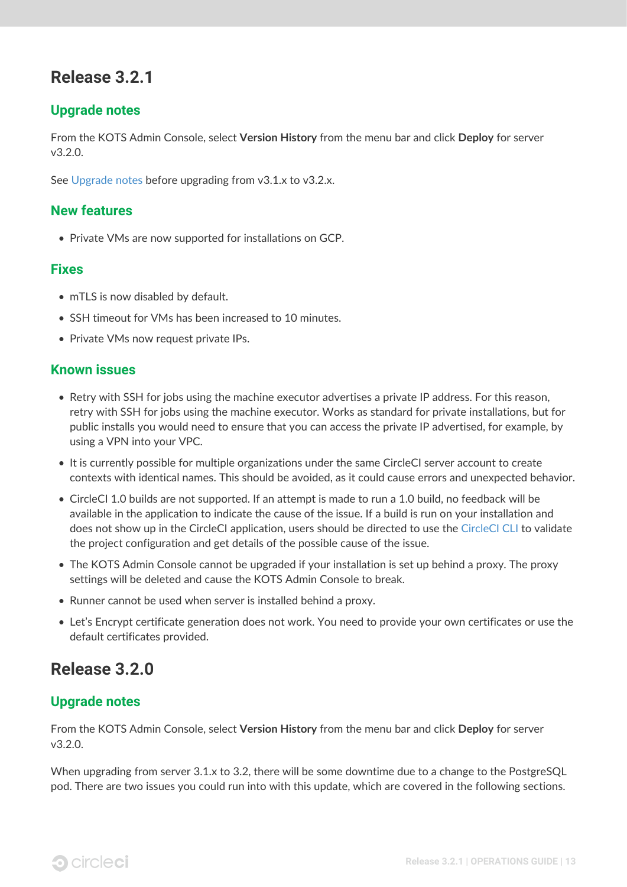## Release 3.2.1

### Upgrade notes

From the KOTS Admin Console, select **Version History** from the menu bar and click **Deploy** for server v3.2.0.

See Upgrade notes before upgrading from v3.1.x to v3.2.x.

### New features

- Private VMs are now supported for installations on GCP.

### Fixes

- mTLS is now disabled by default.
- SSH timeout for VMs has been increased to 10 minutes.
- Private VMs now request private IPs.

### Known issues

- Retry with SSH for jobs using the machine executor advertises a private IP address. For this reason, retry with SSH for jobs using the machine executor. Works as standard for private installations, but for public installs you would need to ensure that you can access the private IP advertised, for example, by using a VPN into your VPC.
- It is currently possible for multiple organizations under the same CircleCI server account to create contexts with identical names. This should be avoided, as it could cause errors and unexpected behavior.
- CircleCI 1.0 builds are not supported. If an attempt is made to run a 1.0 build, no feedback will be available in the application to indicate the cause of the issue. If a build is run on your installation and does not show up in the CircleCI application, users should be directed to use the CircleCI CLI to validate the project configuration and get details of the possible cause of the issue.
- The KOTS Admin Console cannot be upgraded if your installation is set up behind a proxy. The proxy settings will be deleted and cause the KOTS Admin Console to break.
- Runner cannot be used when server is installed behind a proxy.
- Let's Encrypt certificate generation does not work. You need to provide your own certificates or use the default certificates provided.

## Release 3.2.0

### Upgrade notes

From the KOTS Admin Console, select **Version History** from the menu bar and click **Deploy** for server v3.2.0.

When upgrading from server 3.1.x to 3.2, there will be some downtime due to a change to the PostgreSQL pod. There are two issues you could run into with this update, which are covered in the following sections.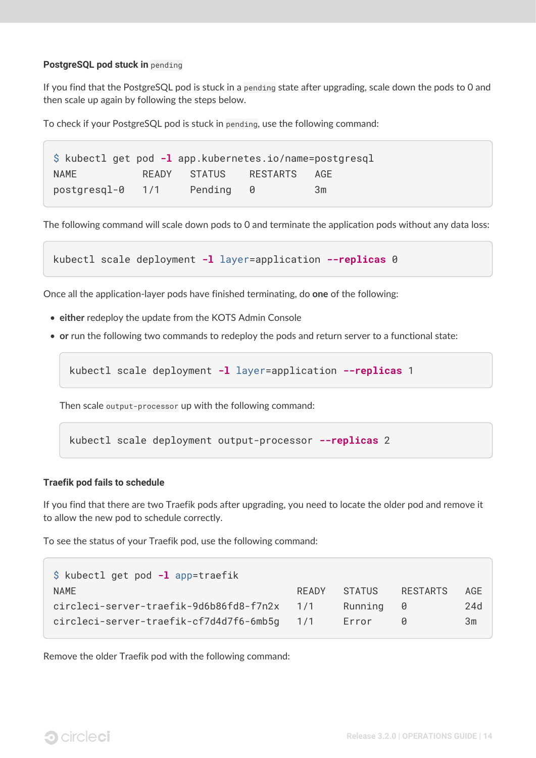#### PostgreSQL pod stuck in `pending`

If you find that the PostgreSQL pod is stuck in a `pending` state after upgrading, scale down the pods to 0 and then scale up again by following the steps below.

To check if your PostgreSQL pod is stuck in `pending`, use the following command:

```
$ kubectl get pod -l app.kubernetes.io/name=postgresql
NAME           READY   STATUS    RESTARTS   AGE
postgresql-0   1/1     Pending   0          3m
```

The following command will scale down pods to 0 and terminate the application pods without any data loss:

```
kubectl scale deployment -l layer=application --replicas 0
```

Once all the application-layer pods have finished terminating, do **one** of the following:

- **either** redeploy the update from the KOTS Admin Console
- **or** run the following two commands to redeploy the pods and return server to a functional state:

  ```
  kubectl scale deployment -l layer=application --replicas 1
  ```

  Then scale `output-processor` up with the following command:

  ```
  kubectl scale deployment output-processor --replicas 2
  ```

#### Traefik pod fails to schedule

If you find that there are two Traefik pods after upgrading, you need to locate the older pod and remove it to allow the new pod to schedule correctly.

To see the status of your Traefik pod, use the following command:

```
$ kubectl get pod -l app=traefik
NAME                                   READY   STATUS    RESTARTS   AGE
circleci-server-traefik-9d6b86fd8-f7n2x   1/1     Running   0          24d
circleci-server-traefik-cf7d4d7f6-6mb5g   1/1     Error     0          3m
```

Remove the older Traefik pod with the following command: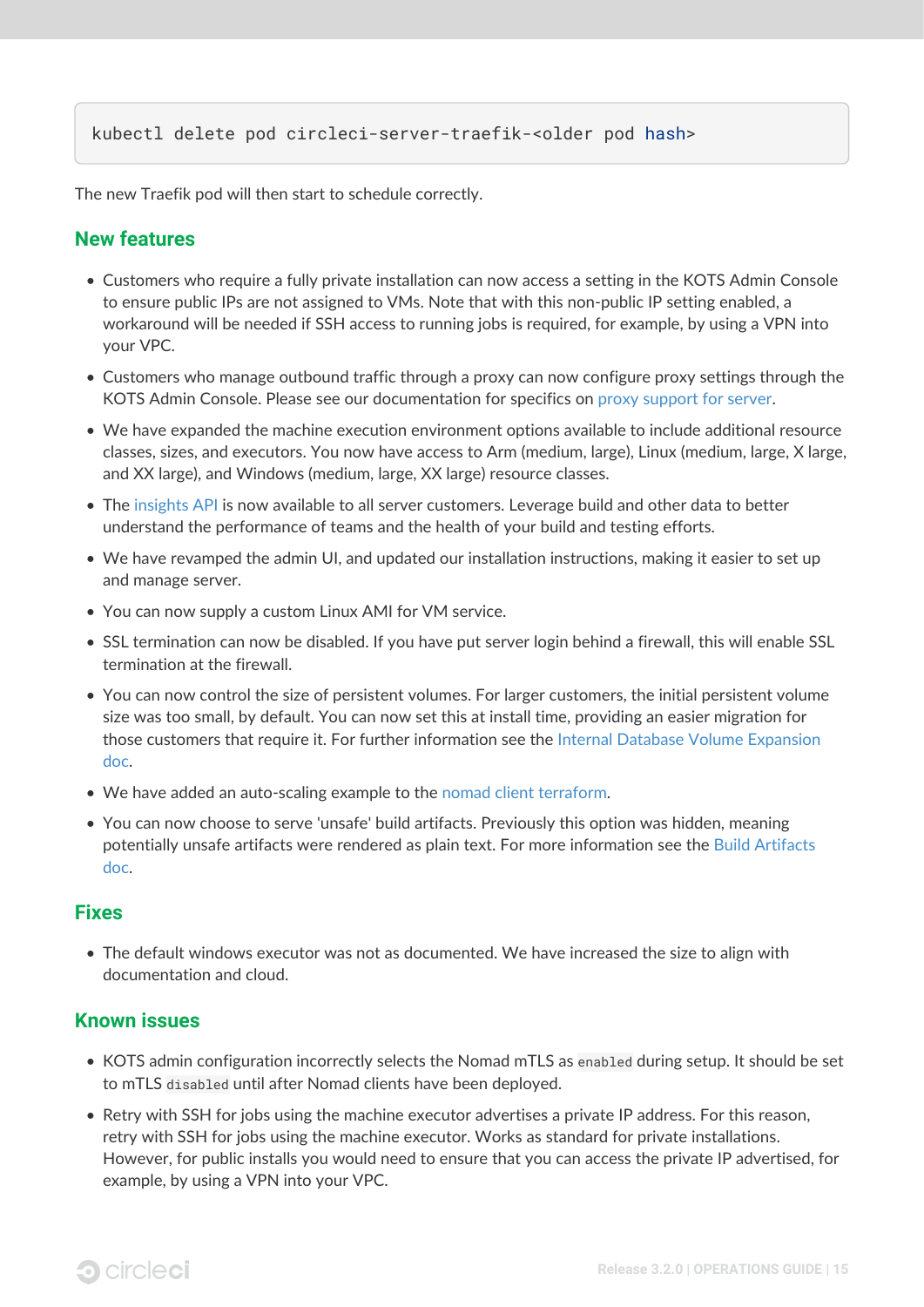```
kubectl delete pod circleci-server-traefik-<older pod hash>
```

The new Traefik pod will then start to schedule correctly.

### New features

- Customers who require a fully private installation can now access a setting in the KOTS Admin Console to ensure public IPs are not assigned to VMs. Note that with this non-public IP setting enabled, a workaround will be needed if SSH access to running jobs is required, for example, by using a VPN into your VPC.
- Customers who manage outbound traffic through a proxy can now configure proxy settings through the KOTS Admin Console. Please see our documentation for specifics on proxy support for server.
- We have expanded the machine execution environment options available to include additional resource classes, sizes, and executors. You now have access to Arm (medium, large), Linux (medium, large, X large, and XX large), and Windows (medium, large, XX large) resource classes.
- The insights API is now available to all server customers. Leverage build and other data to better understand the performance of teams and the health of your build and testing efforts.
- We have revamped the admin UI, and updated our installation instructions, making it easier to set up and manage server.
- You can now supply a custom Linux AMI for VM service.
- SSL termination can now be disabled. If you have put server login behind a firewall, this will enable SSL termination at the firewall.
- You can now control the size of persistent volumes. For larger customers, the initial persistent volume size was too small, by default. You can now set this at install time, providing an easier migration for those customers that require it. For further information see the Internal Database Volume Expansion doc.
- We have added an auto-scaling example to the nomad client terraform.
- You can now choose to serve 'unsafe' build artifacts. Previously this option was hidden, meaning potentially unsafe artifacts were rendered as plain text. For more information see the Build Artifacts doc.

### Fixes

- The default windows executor was not as documented. We have increased the size to align with documentation and cloud.

### Known issues

- KOTS admin configuration incorrectly selects the Nomad mTLS as `enabled` during setup. It should be set to mTLS `disabled` until after Nomad clients have been deployed.
- Retry with SSH for jobs using the machine executor advertises a private IP address. For this reason, retry with SSH for jobs using the machine executor. Works as standard for private installations. However, for public installs you would need to ensure that you can access the private IP advertised, for example, by using a VPN into your VPC.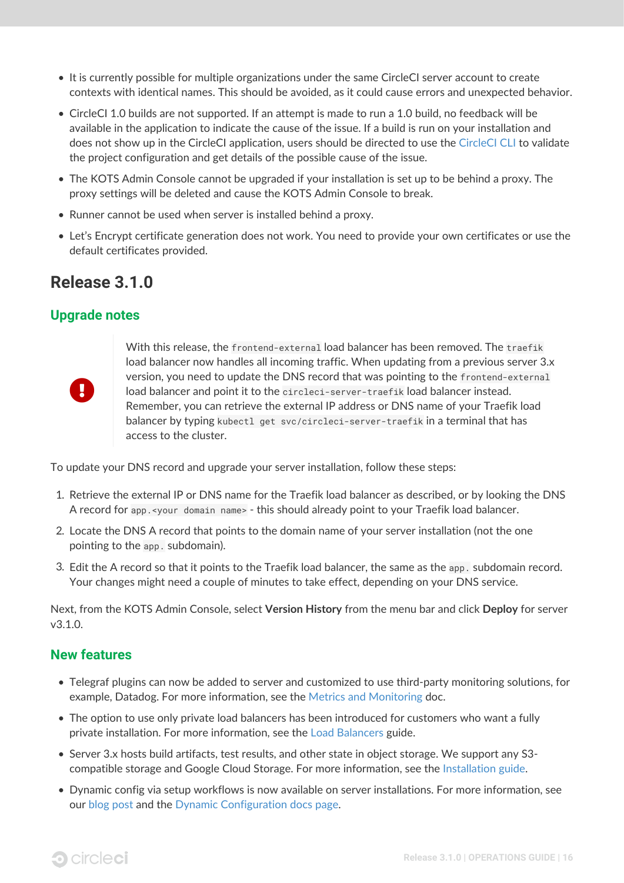- It is currently possible for multiple organizations under the same CircleCI server account to create contexts with identical names. This should be avoided, as it could cause errors and unexpected behavior.
- CircleCI 1.0 builds are not supported. If an attempt is made to run a 1.0 build, no feedback will be available in the application to indicate the cause of the issue. If a build is run on your installation and does not show up in the CircleCI application, users should be directed to use the CircleCI CLI to validate the project configuration and get details of the possible cause of the issue.
- The KOTS Admin Console cannot be upgraded if your installation is set up to be behind a proxy. The proxy settings will be deleted and cause the KOTS Admin Console to break.
- Runner cannot be used when server is installed behind a proxy.
- Let's Encrypt certificate generation does not work. You need to provide your own certificates or use the default certificates provided.

## Release 3.1.0

### Upgrade notes

> With this release, the `frontend-external` load balancer has been removed. The `traefik` load balancer now handles all incoming traffic. When updating from a previous server 3.x version, you need to update the DNS record that was pointing to the `frontend-external` load balancer and point it to the `circleci-server-traefik` load balancer instead. Remember, you can retrieve the external IP address or DNS name of your Traefik load balancer by typing `kubectl get svc/circleci-server-traefik` in a terminal that has access to the cluster.

To update your DNS record and upgrade your server installation, follow these steps:

1. Retrieve the external IP or DNS name for the Traefik load balancer as described, or by looking the DNS A record for `app.<your domain name>` - this should already point to your Traefik load balancer.
2. Locate the DNS A record that points to the domain name of your server installation (not the one pointing to the `app.` subdomain).
3. Edit the A record so that it points to the Traefik load balancer, the same as the `app.` subdomain record. Your changes might need a couple of minutes to take effect, depending on your DNS service.

Next, from the KOTS Admin Console, select **Version History** from the menu bar and click **Deploy** for server v3.1.0.

### New features

- Telegraf plugins can now be added to server and customized to use third-party monitoring solutions, for example, Datadog. For more information, see the Metrics and Monitoring doc.
- The option to use only private load balancers has been introduced for customers who want a fully private installation. For more information, see the Load Balancers guide.
- Server 3.x hosts build artifacts, test results, and other state in object storage. We support any S3-compatible storage and Google Cloud Storage. For more information, see the Installation guide.
- Dynamic config via setup workflows is now available on server installations. For more information, see our blog post and the Dynamic Configuration docs page.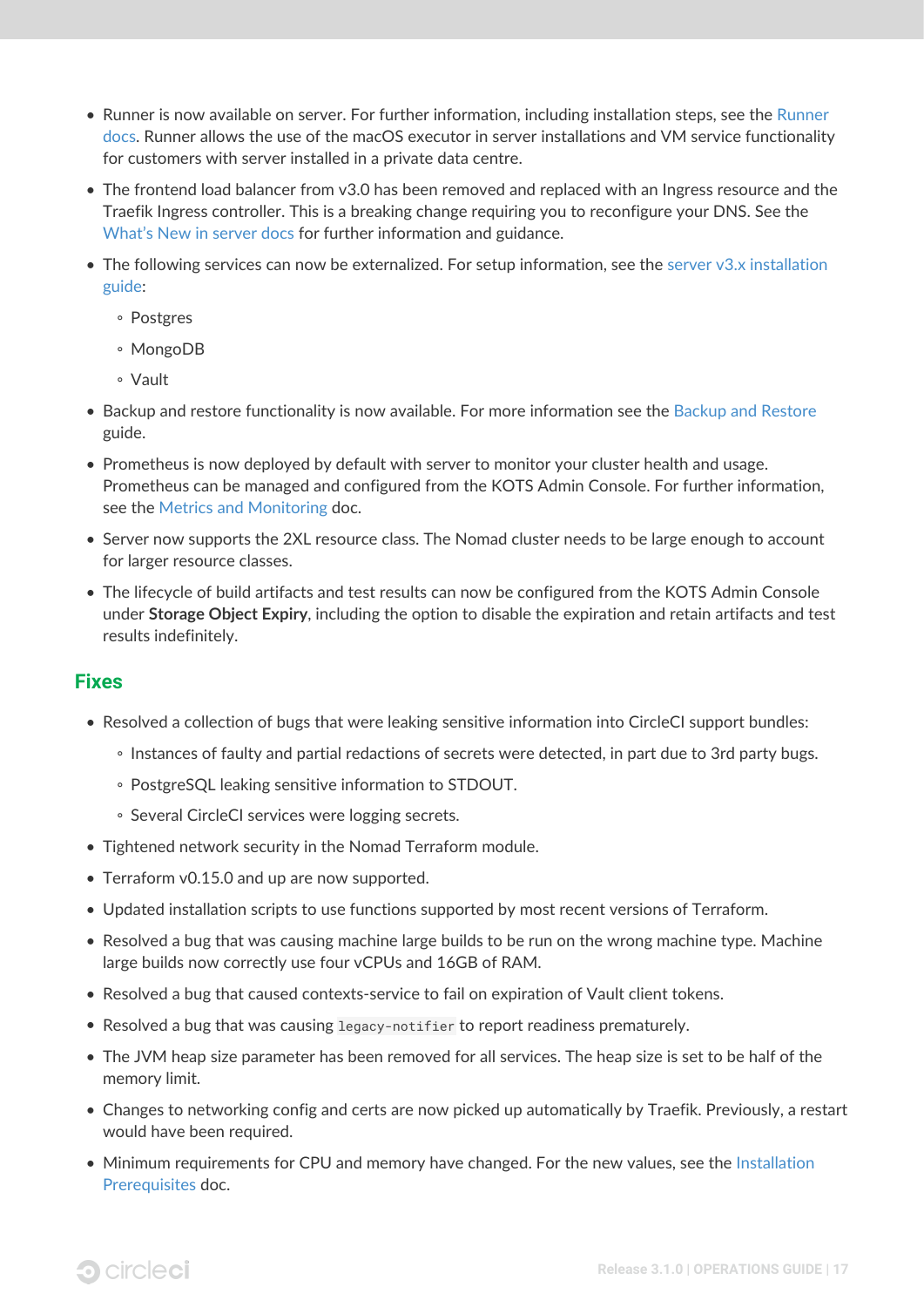- Runner is now available on server. For further information, including installation steps, see the Runner docs. Runner allows the use of the macOS executor in server installations and VM service functionality for customers with server installed in a private data centre.
- The frontend load balancer from v3.0 has been removed and replaced with an Ingress resource and the Traefik Ingress controller. This is a breaking change requiring you to reconfigure your DNS. See the What's New in server docs for further information and guidance.
- The following services can now be externalized. For setup information, see the server v3.x installation guide:
  - Postgres
  - MongoDB
  - Vault
- Backup and restore functionality is now available. For more information see the Backup and Restore guide.
- Prometheus is now deployed by default with server to monitor your cluster health and usage. Prometheus can be managed and configured from the KOTS Admin Console. For further information, see the Metrics and Monitoring doc.
- Server now supports the 2XL resource class. The Nomad cluster needs to be large enough to account for larger resource classes.
- The lifecycle of build artifacts and test results can now be configured from the KOTS Admin Console under **Storage Object Expiry**, including the option to disable the expiration and retain artifacts and test results indefinitely.

## Fixes

- Resolved a collection of bugs that were leaking sensitive information into CircleCI support bundles:
  - Instances of faulty and partial redactions of secrets were detected, in part due to 3rd party bugs.
  - PostgreSQL leaking sensitive information to STDOUT.
  - Several CircleCI services were logging secrets.
- Tightened network security in the Nomad Terraform module.
- Terraform v0.15.0 and up are now supported.
- Updated installation scripts to use functions supported by most recent versions of Terraform.
- Resolved a bug that was causing machine large builds to be run on the wrong machine type. Machine large builds now correctly use four vCPUs and 16GB of RAM.
- Resolved a bug that caused contexts-service to fail on expiration of Vault client tokens.
- Resolved a bug that was causing `legacy-notifier` to report readiness prematurely.
- The JVM heap size parameter has been removed for all services. The heap size is set to be half of the memory limit.
- Changes to networking config and certs are now picked up automatically by Traefik. Previously, a restart would have been required.
- Minimum requirements for CPU and memory have changed. For the new values, see the Installation Prerequisites doc.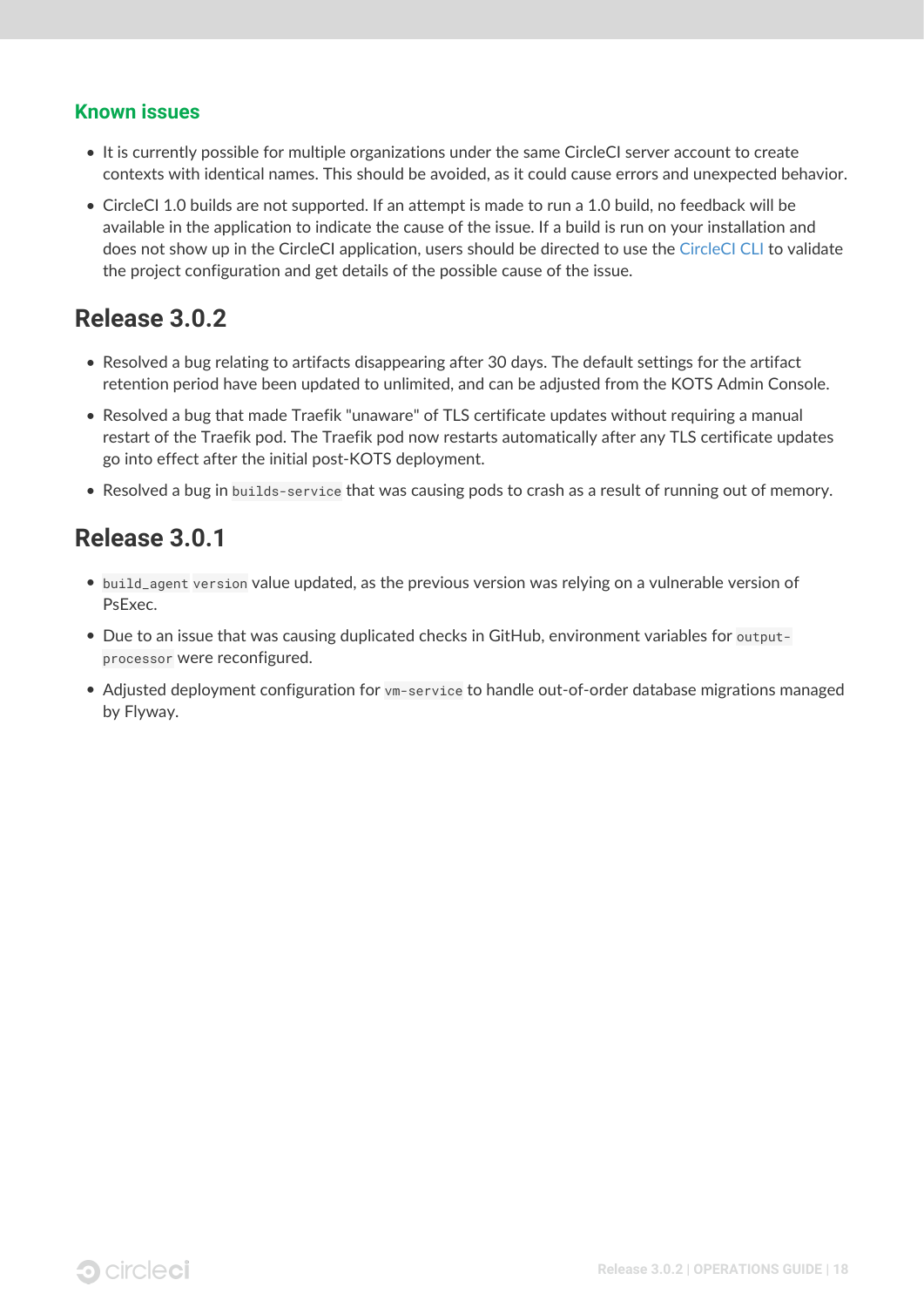### Known issues

- It is currently possible for multiple organizations under the same CircleCI server account to create contexts with identical names. This should be avoided, as it could cause errors and unexpected behavior.
- CircleCI 1.0 builds are not supported. If an attempt is made to run a 1.0 build, no feedback will be available in the application to indicate the cause of the issue. If a build is run on your installation and does not show up in the CircleCI application, users should be directed to use the CircleCI CLI to validate the project configuration and get details of the possible cause of the issue.

## Release 3.0.2

- Resolved a bug relating to artifacts disappearing after 30 days. The default settings for the artifact retention period have been updated to unlimited, and can be adjusted from the KOTS Admin Console.
- Resolved a bug that made Traefik "unaware" of TLS certificate updates without requiring a manual restart of the Traefik pod. The Traefik pod now restarts automatically after any TLS certificate updates go into effect after the initial post-KOTS deployment.
- Resolved a bug in `builds-service` that was causing pods to crash as a result of running out of memory.

## Release 3.0.1

- `build_agent` `version` value updated, as the previous version was relying on a vulnerable version of PsExec.
- Due to an issue that was causing duplicated checks in GitHub, environment variables for `output-processor` were reconfigured.
- Adjusted deployment configuration for `vm-service` to handle out-of-order database migrations managed by Flyway.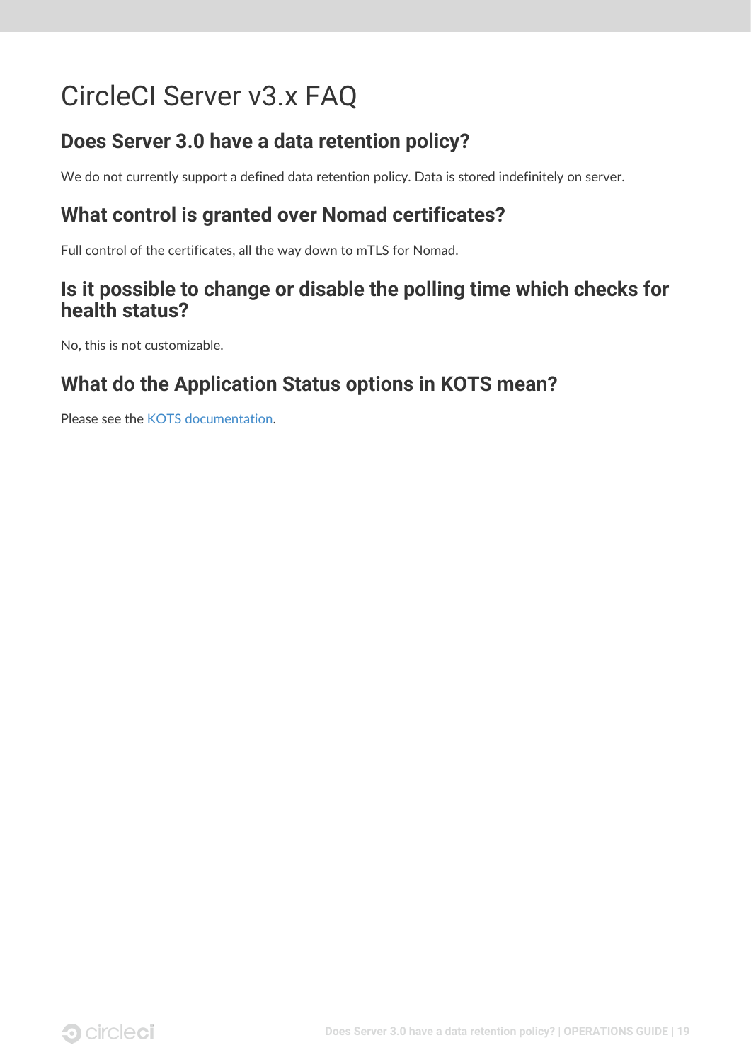# CircleCI Server v3.x FAQ

## Does Server 3.0 have a data retention policy?

We do not currently support a defined data retention policy. Data is stored indefinitely on server.

## What control is granted over Nomad certificates?

Full control of the certificates, all the way down to mTLS for Nomad.

## Is it possible to change or disable the polling time which checks for health status?

No, this is not customizable.

## What do the Application Status options in KOTS mean?

Please see the KOTS documentation.